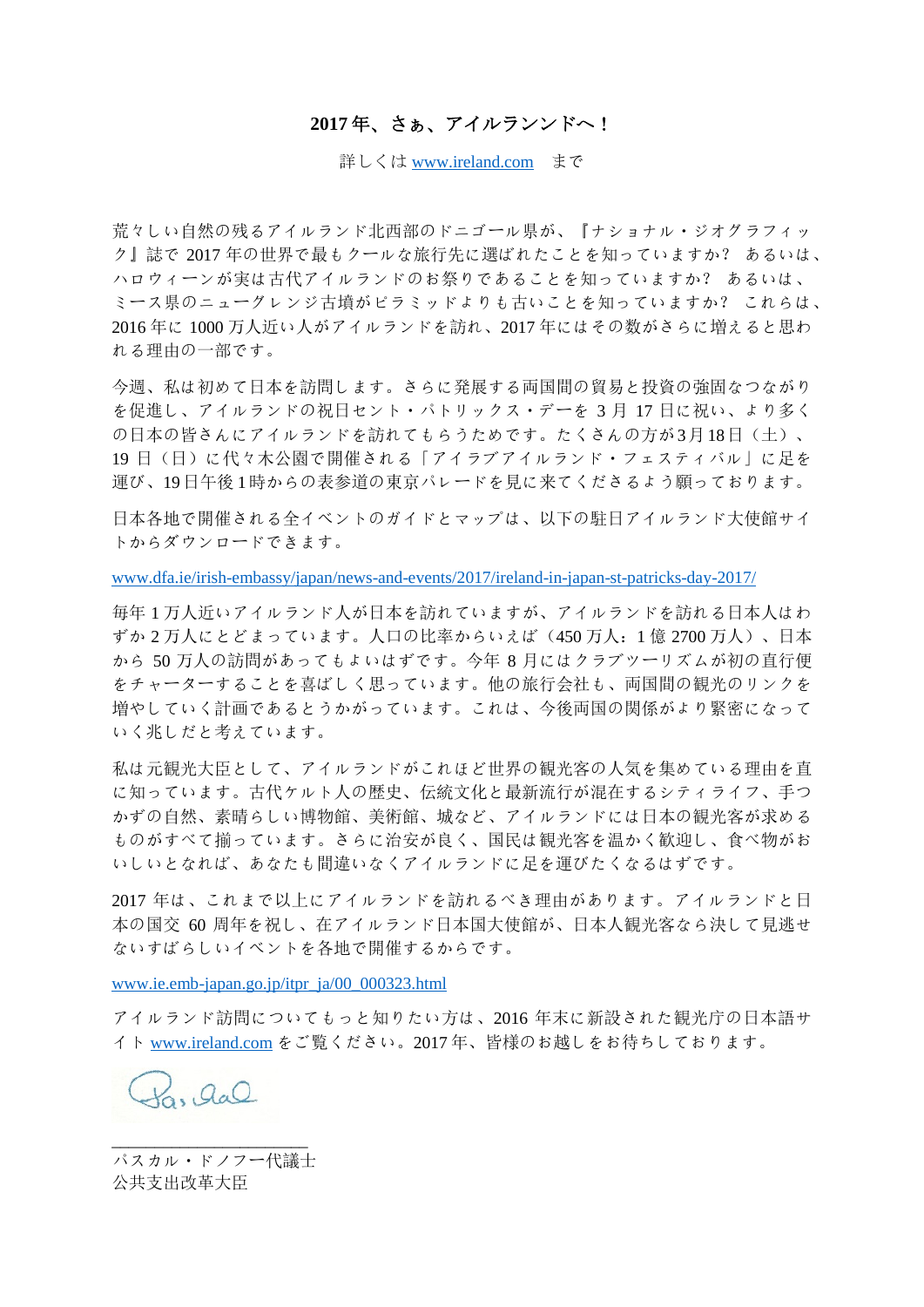# 2017 年、さぁ、アイルランドへ！

詳しくは www.ireland.com まで

荒々しい自然の残るアイルランド北西部のドニゴール県が、『ナショナル・ジオグラフィック』誌で 2017 年の世界で最もクールな旅行先に選ばれたことを知っていますか？ あるいは、ハロウィーンが実は古代アイルランドのお祭りであることを知っていますか？ あるいは、ミース県のニューグレンジ古墳がピラミッドよりも古いことを知っていますか？ これらは、2016 年に 1000 万人近い人がアイルランドを訪れ、2017 年にはその数がさらに増えると思われる理由の一部です。

今週、私は初めて日本を訪問します。さらに発展する両国間の貿易と投資の強固なつながりを促進し、アイルランドの祝日セント・パトリックス・デーを 3 月 17 日に祝い、より多くの日本の皆さんにアイルランドを訪れてもらうためです。たくさんの方が3月18日（土）、19 日（日）に代々木公園で開催される「アイラブアイルランド・フェスティバル」に足を運び、19日午後1時からの表参道の東京パレードを見に来てくださるよう願っております。

日本各地で開催される全イベントのガイドとマップは、以下の駐日アイルランド大使館サイトからダウンロードできます。

www.dfa.ie/irish-embassy/japan/news-and-events/2017/ireland-in-japan-st-patricks-day-2017/

毎年 1 万人近いアイルランド人が日本を訪れていますが、アイルランドを訪れる日本人はわずか 2 万人にとどまっています。人口の比率からいえば（450 万人：1 億 2700 万人）、日本から 50 万人の訪問があってもよいはずです。今年 8 月にはクラブツーリズムが初の直行便をチャーターすることを喜ばしく思っています。他の旅行会社も、両国間の観光のリンクを増やしていく計画であるとうかがっています。これは、今後両国の関係がより緊密になっていく兆しだと考えています。

私は元観光大臣として、アイルランドがこれほど世界の観光客の人気を集めている理由を直に知っています。古代ケルト人の歴史、伝統文化と最新流行が混在するシティライフ、手つかずの自然、素晴らしい博物館、美術館、城など、アイルランドには日本の観光客が求めるものがすべて揃っています。さらに治安が良く、国民は観光客を温かく歓迎し、食べ物がおいしいとなれば、あなたも間違いなくアイルランドに足を運びたくなるはずです。

2017 年は、これまで以上にアイルランドを訪れるべき理由があります。アイルランドと日本の国交 60 周年を祝し、在アイルランド日本国大使館が、日本人観光客なら決して見逃せないすばらしいイベントを各地で開催するからです。

www.ie.emb-japan.go.jp/itpr_ja/00_000323.html

アイルランド訪問についてもっと知りたい方は、2016 年末に新設された観光庁の日本語サイト www.ireland.com をご覧ください。2017 年、皆様のお越しをお待ちしております。

___________________

パスカル・ドノフー代議士
公共支出改革大臣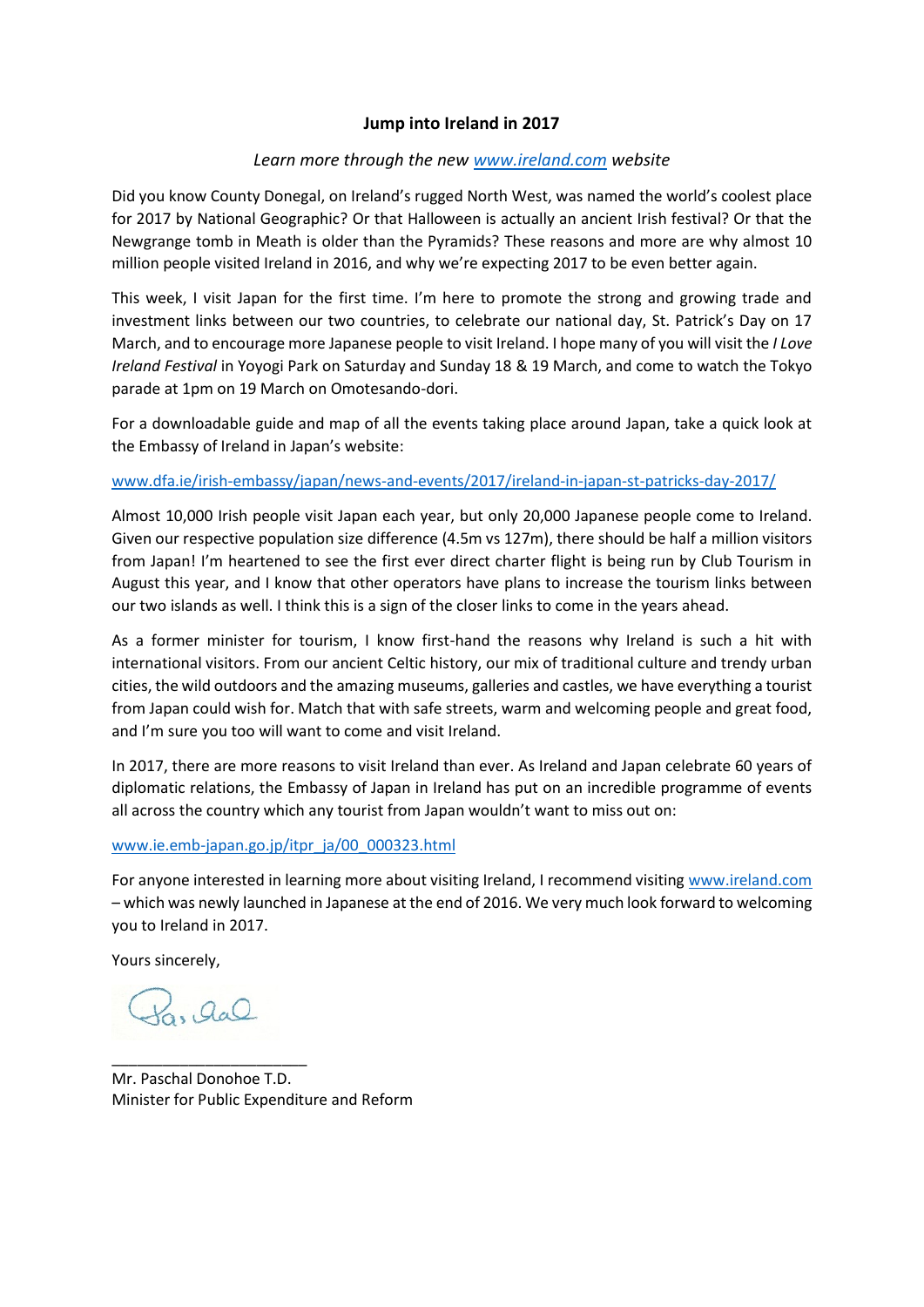**Jump into Ireland in 2017**

*Learn more through the new [www.ireland.com](www.ireland.com) website*

Did you know County Donegal, on Ireland's rugged North West, was named the world's coolest place for 2017 by National Geographic? Or that Halloween is actually an ancient Irish festival? Or that the Newgrange tomb in Meath is older than the Pyramids? These reasons and more are why almost 10 million people visited Ireland in 2016, and why we're expecting 2017 to be even better again.

This week, I visit Japan for the first time. I'm here to promote the strong and growing trade and investment links between our two countries, to celebrate our national day, St. Patrick's Day on 17 March, and to encourage more Japanese people to visit Ireland. I hope many of you will visit the *I Love Ireland Festival* in Yoyogi Park on Saturday and Sunday 18 & 19 March, and come to watch the Tokyo parade at 1pm on 19 March on Omotesando-dori.

For a downloadable guide and map of all the events taking place around Japan, take a quick look at the Embassy of Ireland in Japan's website:

[www.dfa.ie/irish-embassy/japan/news-and-events/2017/ireland-in-japan-st-patricks-day-2017/](www.dfa.ie/irish-embassy/japan/news-and-events/2017/ireland-in-japan-st-patricks-day-2017/)

Almost 10,000 Irish people visit Japan each year, but only 20,000 Japanese people come to Ireland. Given our respective population size difference (4.5m vs 127m), there should be half a million visitors from Japan! I'm heartened to see the first ever direct charter flight is being run by Club Tourism in August this year, and I know that other operators have plans to increase the tourism links between our two islands as well. I think this is a sign of the closer links to come in the years ahead.

As a former minister for tourism, I know first-hand the reasons why Ireland is such a hit with international visitors. From our ancient Celtic history, our mix of traditional culture and trendy urban cities, the wild outdoors and the amazing museums, galleries and castles, we have everything a tourist from Japan could wish for. Match that with safe streets, warm and welcoming people and great food, and I'm sure you too will want to come and visit Ireland.

In 2017, there are more reasons to visit Ireland than ever. As Ireland and Japan celebrate 60 years of diplomatic relations, the Embassy of Japan in Ireland has put on an incredible programme of events all across the country which any tourist from Japan wouldn't want to miss out on:

[www.ie.emb-japan.go.jp/itpr_ja/00_000323.html](www.ie.emb-japan.go.jp/itpr_ja/00_000323.html)

For anyone interested in learning more about visiting Ireland, I recommend visiting [www.ireland.com](www.ireland.com) – which was newly launched in Japanese at the end of 2016. We very much look forward to welcoming you to Ireland in 2017.

Yours sincerely,

\_\_\_\_\_\_\_\_\_\_\_\_\_\_\_\_\_\_\_\_\_\_\_\_

Mr. Paschal Donohoe T.D.
Minister for Public Expenditure and Reform